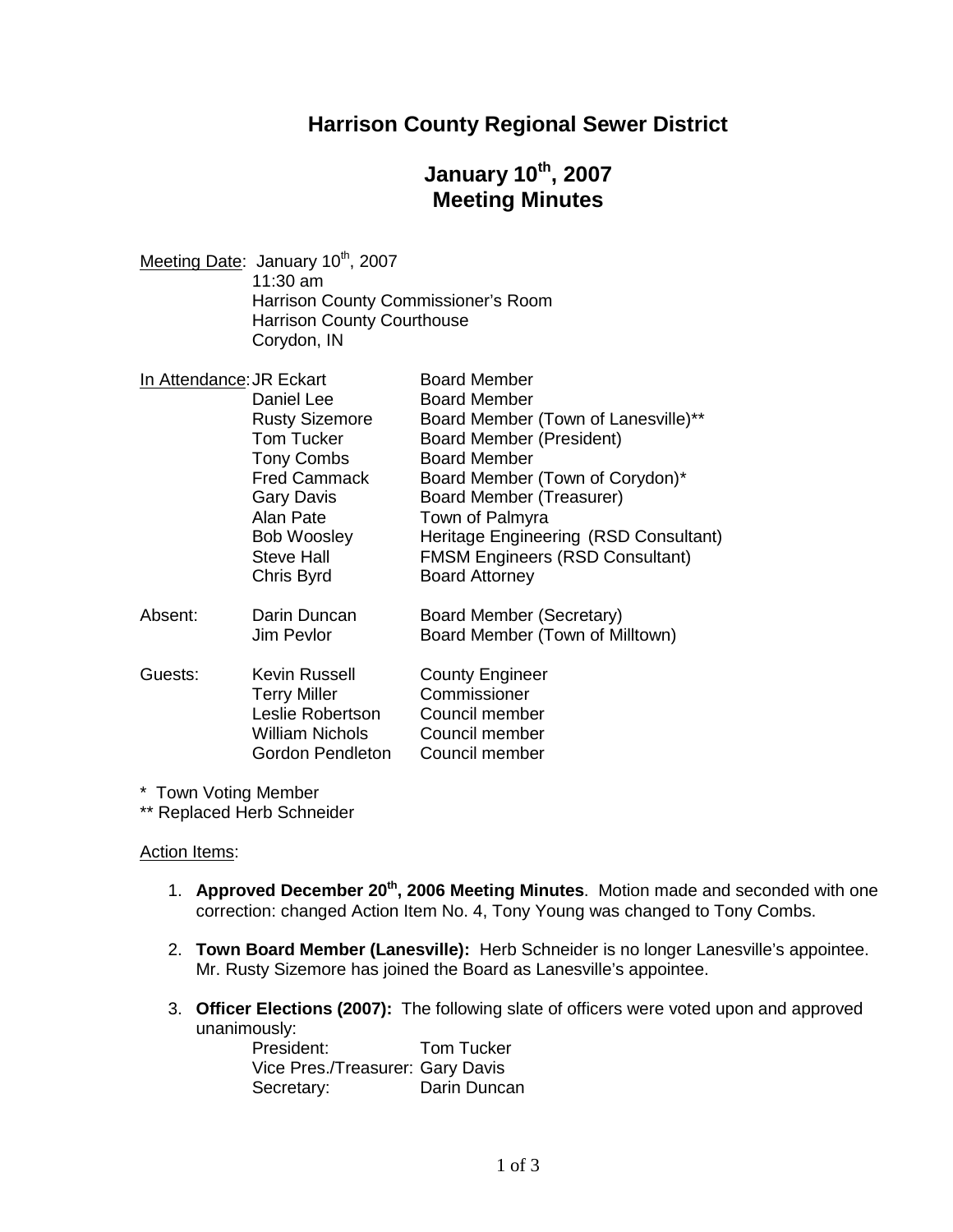# Harrison County Regional Sewer District

## January 10th, 2007
## Meeting Minutes

Meeting Date: January 10th, 2007
11:30 am
Harrison County Commissioner's Room
Harrison County Courthouse
Corydon, IN

| In Attendance: | JR Eckart | Board Member |
|---|---|---|
| | Daniel Lee | Board Member |
| | Rusty Sizemore | Board Member (Town of Lanesville)** |
| | Tom Tucker | Board Member (President) |
| | Tony Combs | Board Member |
| | Fred Cammack | Board Member (Town of Corydon)* |
| | Gary Davis | Board Member (Treasurer) |
| | Alan Pate | Town of Palmyra |
| | Bob Woosley | Heritage Engineering (RSD Consultant) |
| | Steve Hall | FMSM Engineers (RSD Consultant) |
| | Chris Byrd | Board Attorney |
| Absent: | Darin Duncan | Board Member (Secretary) |
| | Jim Pevlor | Board Member (Town of Milltown) |
| Guests: | Kevin Russell | County Engineer |
| | Terry Miller | Commissioner |
| | Leslie Robertson | Council member |
| | William Nichols | Council member |
| | Gordon Pendleton | Council member |

\* Town Voting Member
** Replaced Herb Schneider

Action Items:

1. **Approved December 20th, 2006 Meeting Minutes**. Motion made and seconded with one correction: changed Action Item No. 4, Tony Young was changed to Tony Combs.

2. **Town Board Member (Lanesville):** Herb Schneider is no longer Lanesville's appointee. Mr. Rusty Sizemore has joined the Board as Lanesville's appointee.

3. **Officer Elections (2007):** The following slate of officers were voted upon and approved unanimously:

   President: Tom Tucker
   Vice Pres./Treasurer: Gary Davis
   Secretary: Darin Duncan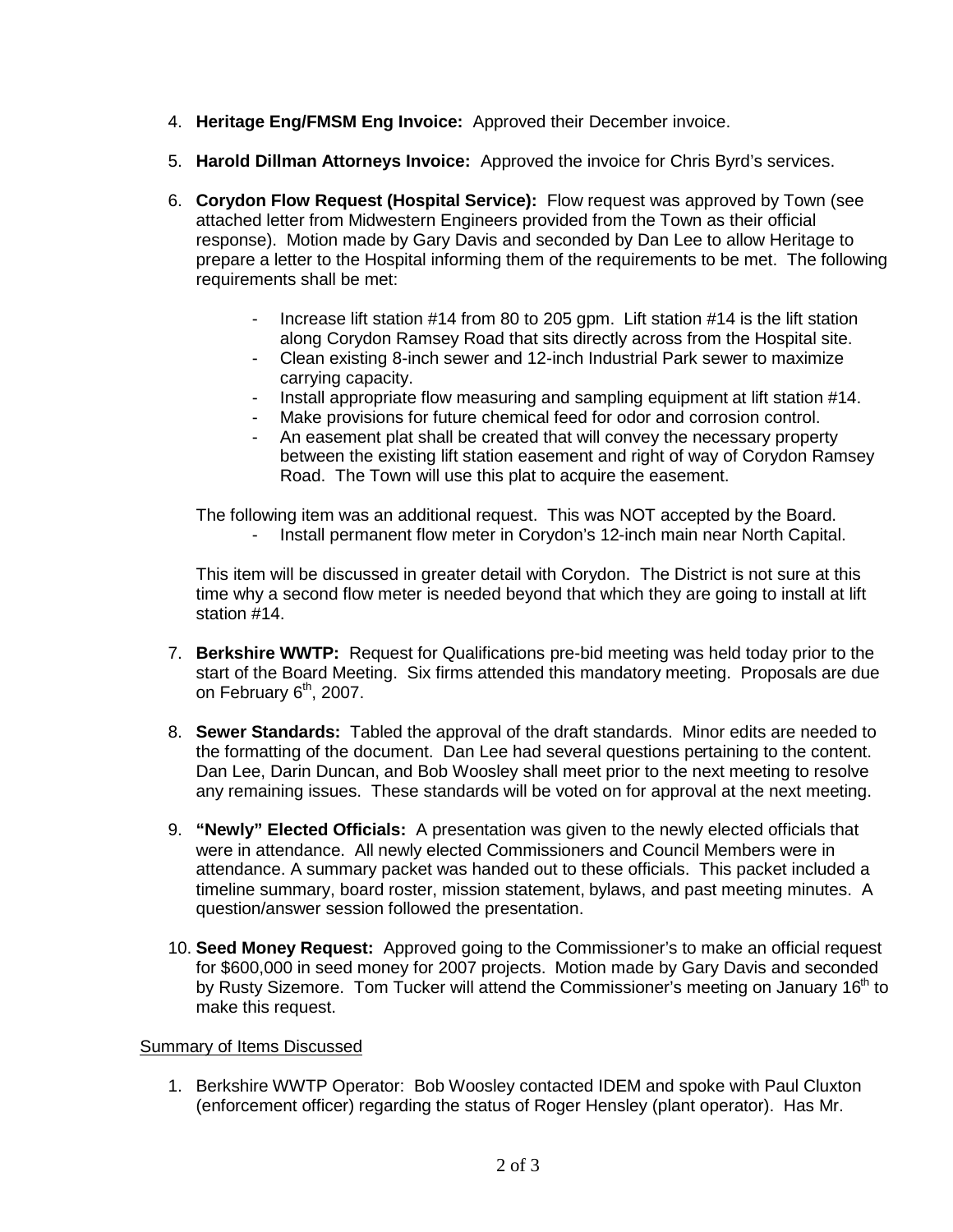4. **Heritage Eng/FMSM Eng Invoice:** Approved their December invoice.

5. **Harold Dillman Attorneys Invoice:** Approved the invoice for Chris Byrd's services.

6. **Corydon Flow Request (Hospital Service):** Flow request was approved by Town (see attached letter from Midwestern Engineers provided from the Town as their official response). Motion made by Gary Davis and seconded by Dan Lee to allow Heritage to prepare a letter to the Hospital informing them of the requirements to be met. The following requirements shall be met:

   - Increase lift station #14 from 80 to 205 gpm. Lift station #14 is the lift station along Corydon Ramsey Road that sits directly across from the Hospital site.
   - Clean existing 8-inch sewer and 12-inch Industrial Park sewer to maximize carrying capacity.
   - Install appropriate flow measuring and sampling equipment at lift station #14.
   - Make provisions for future chemical feed for odor and corrosion control.
   - An easement plat shall be created that will convey the necessary property between the existing lift station easement and right of way of Corydon Ramsey Road. The Town will use this plat to acquire the easement.

   The following item was an additional request. This was NOT accepted by the Board.

   - Install permanent flow meter in Corydon's 12-inch main near North Capital.

   This item will be discussed in greater detail with Corydon. The District is not sure at this time why a second flow meter is needed beyond that which they are going to install at lift station #14.

7. **Berkshire WWTP:** Request for Qualifications pre-bid meeting was held today prior to the start of the Board Meeting. Six firms attended this mandatory meeting. Proposals are due on February 6th, 2007.

8. **Sewer Standards:** Tabled the approval of the draft standards. Minor edits are needed to the formatting of the document. Dan Lee had several questions pertaining to the content. Dan Lee, Darin Duncan, and Bob Woosley shall meet prior to the next meeting to resolve any remaining issues. These standards will be voted on for approval at the next meeting.

9. **"Newly" Elected Officials:** A presentation was given to the newly elected officials that were in attendance. All newly elected Commissioners and Council Members were in attendance. A summary packet was handed out to these officials. This packet included a timeline summary, board roster, mission statement, bylaws, and past meeting minutes. A question/answer session followed the presentation.

10. **Seed Money Request:** Approved going to the Commissioner's to make an official request for $600,000 in seed money for 2007 projects. Motion made by Gary Davis and seconded by Rusty Sizemore. Tom Tucker will attend the Commissioner's meeting on January 16th to make this request.

<u>Summary of Items Discussed</u>

1. Berkshire WWTP Operator: Bob Woosley contacted IDEM and spoke with Paul Cluxton (enforcement officer) regarding the status of Roger Hensley (plant operator). Has Mr.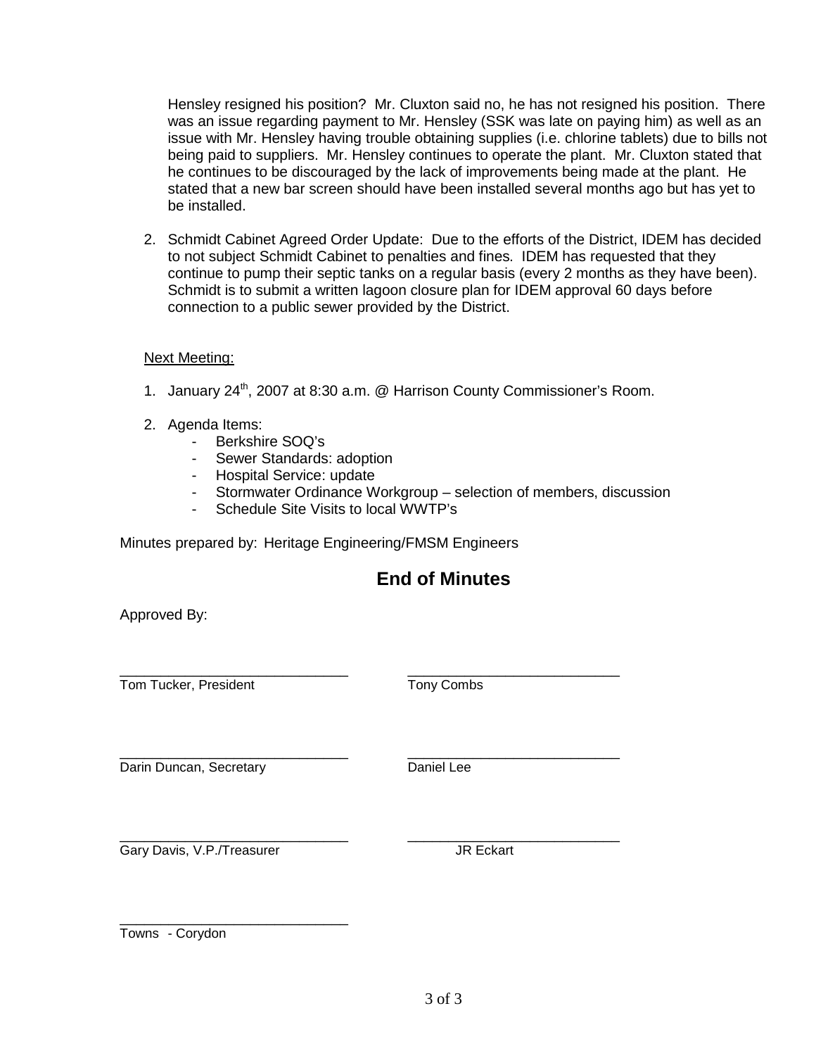Hensley resigned his position? Mr. Cluxton said no, he has not resigned his position. There was an issue regarding payment to Mr. Hensley (SSK was late on paying him) as well as an issue with Mr. Hensley having trouble obtaining supplies (i.e. chlorine tablets) due to bills not being paid to suppliers. Mr. Hensley continues to operate the plant. Mr. Cluxton stated that he continues to be discouraged by the lack of improvements being made at the plant. He stated that a new bar screen should have been installed several months ago but has yet to be installed.

2. Schmidt Cabinet Agreed Order Update: Due to the efforts of the District, IDEM has decided to not subject Schmidt Cabinet to penalties and fines. IDEM has requested that they continue to pump their septic tanks on a regular basis (every 2 months as they have been). Schmidt is to submit a written lagoon closure plan for IDEM approval 60 days before connection to a public sewer provided by the District.

Next Meeting:

1. January 24th, 2007 at 8:30 a.m. @ Harrison County Commissioner's Room.
2. Agenda Items:
   - Berkshire SOQ's
   - Sewer Standards: adoption
   - Hospital Service: update
   - Stormwater Ordinance Workgroup – selection of members, discussion
   - Schedule Site Visits to local WWTP's

Minutes prepared by: Heritage Engineering/FMSM Engineers

## End of Minutes

Approved By:

| | |
|---|---|
| ____________________________ | ____________________________ |
| Tom Tucker, President | Tony Combs |
| ____________________________ | ____________________________ |
| Darin Duncan, Secretary | Daniel Lee |
| ____________________________ | ____________________________ |
| Gary Davis, V.P./Treasurer | JR Eckart |
| ____________________________ | |
| Towns - Corydon | |